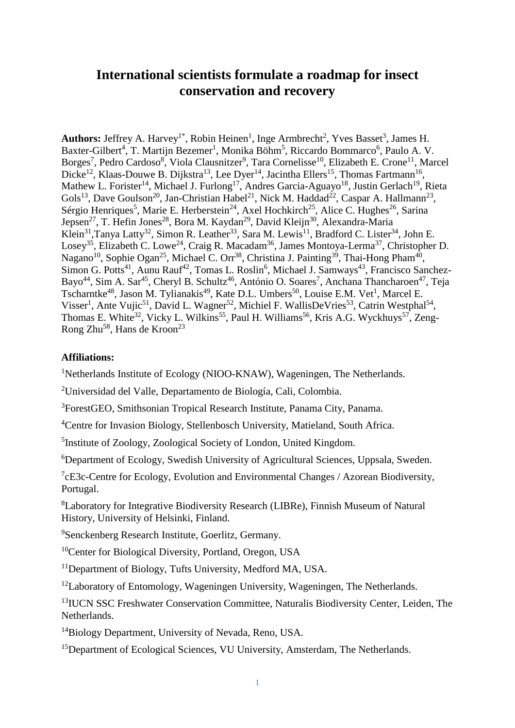# International scientists formulate a roadmap for insect conservation and recovery

**Authors:** Jeffrey A. Harvey[1*], Robin Heinen[1], Inge Armbrecht[2], Yves Basset[3], James H. Baxter-Gilbert[4], T. Martijn Bezemer[1], Monika Böhm[5], Riccardo Bommarco[6], Paulo A. V. Borges[7], Pedro Cardoso[8], Viola Clausnitzer[9], Tara Cornelisse[10], Elizabeth E. Crone[11], Marcel Dicke[12], Klaas-Douwe B. Dijkstra[13], Lee Dyer[14], Jacintha Ellers[15], Thomas Fartmann[16], Mathew L. Forister[14], Michael J. Furlong[17], Andres Garcia-Aguayo[18], Justin Gerlach[19], Rieta Gols[13], Dave Goulson[20], Jan-Christian Habel[21], Nick M. Haddad[22], Caspar A. Hallmann[23], Sérgio Henriques[5], Marie E. Herberstein[24], Axel Hochkirch[25], Alice C. Hughes[26], Sarina Jepsen[27], T. Hefin Jones[28], Bora M. Kaydan[29], David Kleijn[30], Alexandra-Maria Klein[31], Tanya Latty[32], Simon R. Leather[33], Sara M. Lewis[11], Bradford C. Lister[34], John E. Losey[35], Elizabeth C. Lowe[24], Craig R. Macadam[36], James Montoya-Lerma[37], Christopher D. Nagano[10], Sophie Ogan[25], Michael C. Orr[38], Christina J. Painting[39], Thai-Hong Pham[40], Simon G. Potts[41], Aunu Rauf[42], Tomas L. Roslin[6], Michael J. Samways[43], Francisco Sanchez-Bayo[44], Sim A. Sar[45], Cheryl B. Schultz[46], António O. Soares[7], Anchana Thancharoen[47], Teja Tscharntke[48], Jason M. Tylianakis[49], Kate D.L. Umbers[50], Louise E.M. Vet[1], Marcel E. Visser[1], Ante Vujic[51], David L. Wagner[52], Michiel F. WallisDeVries[53], Catrin Westphal[54], Thomas E. White[32], Vicky L. Wilkins[55], Paul H. Williams[56], Kris A.G. Wyckhuys[57], Zeng-Rong Zhu[58], Hans de Kroon[23]

**Affiliations:**

[1]Netherlands Institute of Ecology (NIOO-KNAW), Wageningen, The Netherlands.

[2]Universidad del Valle, Departamento de Biología, Cali, Colombia.

[3]ForestGEO, Smithsonian Tropical Research Institute, Panama City, Panama.

[4]Centre for Invasion Biology, Stellenbosch University, Matieland, South Africa.

[5]Institute of Zoology, Zoological Society of London, United Kingdom.

[6]Department of Ecology, Swedish University of Agricultural Sciences, Uppsala, Sweden.

[7]cE3c-Centre for Ecology, Evolution and Environmental Changes / Azorean Biodiversity, Portugal.

[8]Laboratory for Integrative Biodiversity Research (LIBRe), Finnish Museum of Natural History, University of Helsinki, Finland.

[9]Senckenberg Research Institute, Goerlitz, Germany.

[10]Center for Biological Diversity, Portland, Oregon, USA

[11]Department of Biology, Tufts University, Medford MA, USA.

[12]Laboratory of Entomology, Wageningen University, Wageningen, The Netherlands.

[13]IUCN SSC Freshwater Conservation Committee, Naturalis Biodiversity Center, Leiden, The Netherlands.

[14]Biology Department, University of Nevada, Reno, USA.

[15]Department of Ecological Sciences, VU University, Amsterdam, The Netherlands.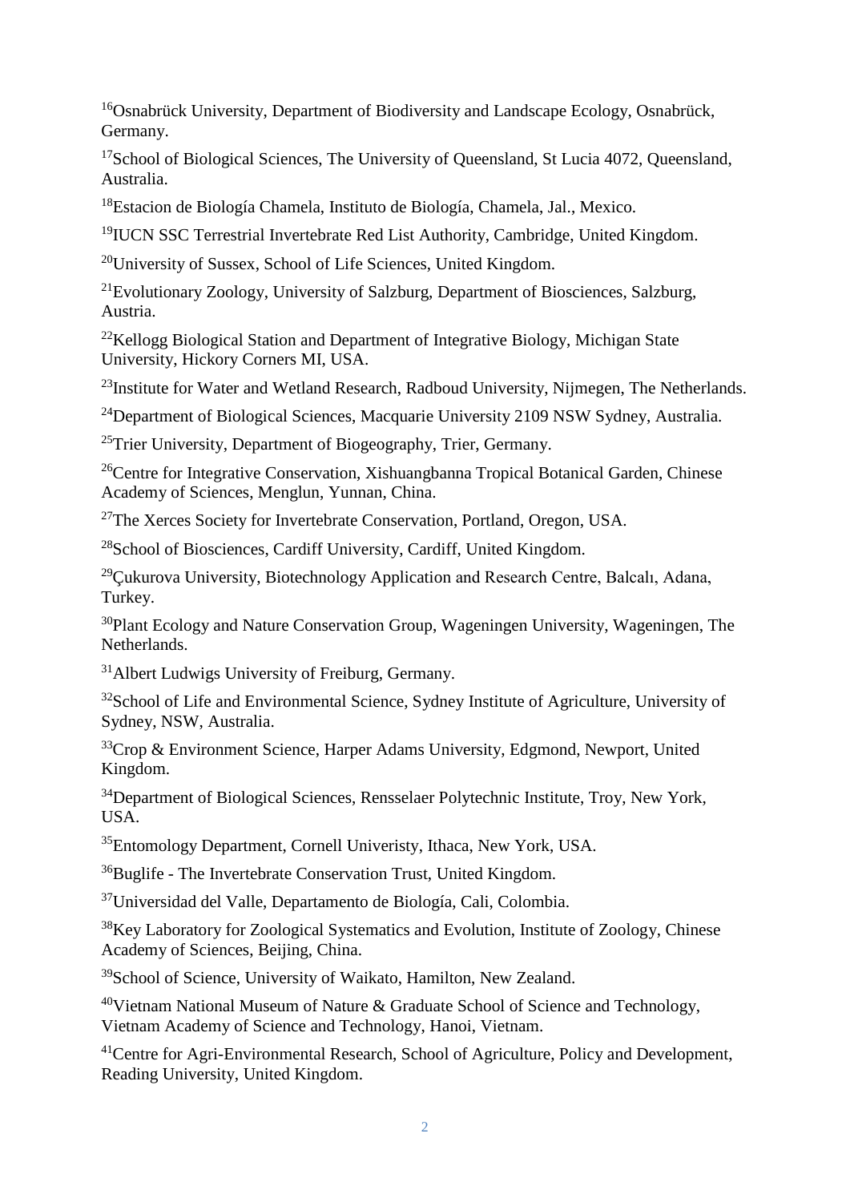[16]Osnabrück University, Department of Biodiversity and Landscape Ecology, Osnabrück, Germany.

[17]School of Biological Sciences, The University of Queensland, St Lucia 4072, Queensland, Australia.

[18]Estacion de Biología Chamela, Instituto de Biología, Chamela, Jal., Mexico.

[19]IUCN SSC Terrestrial Invertebrate Red List Authority, Cambridge, United Kingdom.

[20]University of Sussex, School of Life Sciences, United Kingdom.

[21]Evolutionary Zoology, University of Salzburg, Department of Biosciences, Salzburg, Austria.

[22]Kellogg Biological Station and Department of Integrative Biology, Michigan State University, Hickory Corners MI, USA.

[23]Institute for Water and Wetland Research, Radboud University, Nijmegen, The Netherlands.

[24]Department of Biological Sciences, Macquarie University 2109 NSW Sydney, Australia.

[25]Trier University, Department of Biogeography, Trier, Germany.

[26]Centre for Integrative Conservation, Xishuangbanna Tropical Botanical Garden, Chinese Academy of Sciences, Menglun, Yunnan, China.

[27]The Xerces Society for Invertebrate Conservation, Portland, Oregon, USA.

[28]School of Biosciences, Cardiff University, Cardiff, United Kingdom.

[29]Çukurova University, Biotechnology Application and Research Centre, Balcalı, Adana, Turkey.

[30]Plant Ecology and Nature Conservation Group, Wageningen University, Wageningen, The Netherlands.

[31]Albert Ludwigs University of Freiburg, Germany.

[32]School of Life and Environmental Science, Sydney Institute of Agriculture, University of Sydney, NSW, Australia.

[33]Crop & Environment Science, Harper Adams University, Edgmond, Newport, United Kingdom.

[34]Department of Biological Sciences, Rensselaer Polytechnic Institute, Troy, New York, USA.

[35]Entomology Department, Cornell Univeristy, Ithaca, New York, USA.

[36]Buglife - The Invertebrate Conservation Trust, United Kingdom.

[37]Universidad del Valle, Departamento de Biología, Cali, Colombia.

[38]Key Laboratory for Zoological Systematics and Evolution, Institute of Zoology, Chinese Academy of Sciences, Beijing, China.

[39]School of Science, University of Waikato, Hamilton, New Zealand.

[40]Vietnam National Museum of Nature & Graduate School of Science and Technology, Vietnam Academy of Science and Technology, Hanoi, Vietnam.

[41]Centre for Agri-Environmental Research, School of Agriculture, Policy and Development, Reading University, United Kingdom.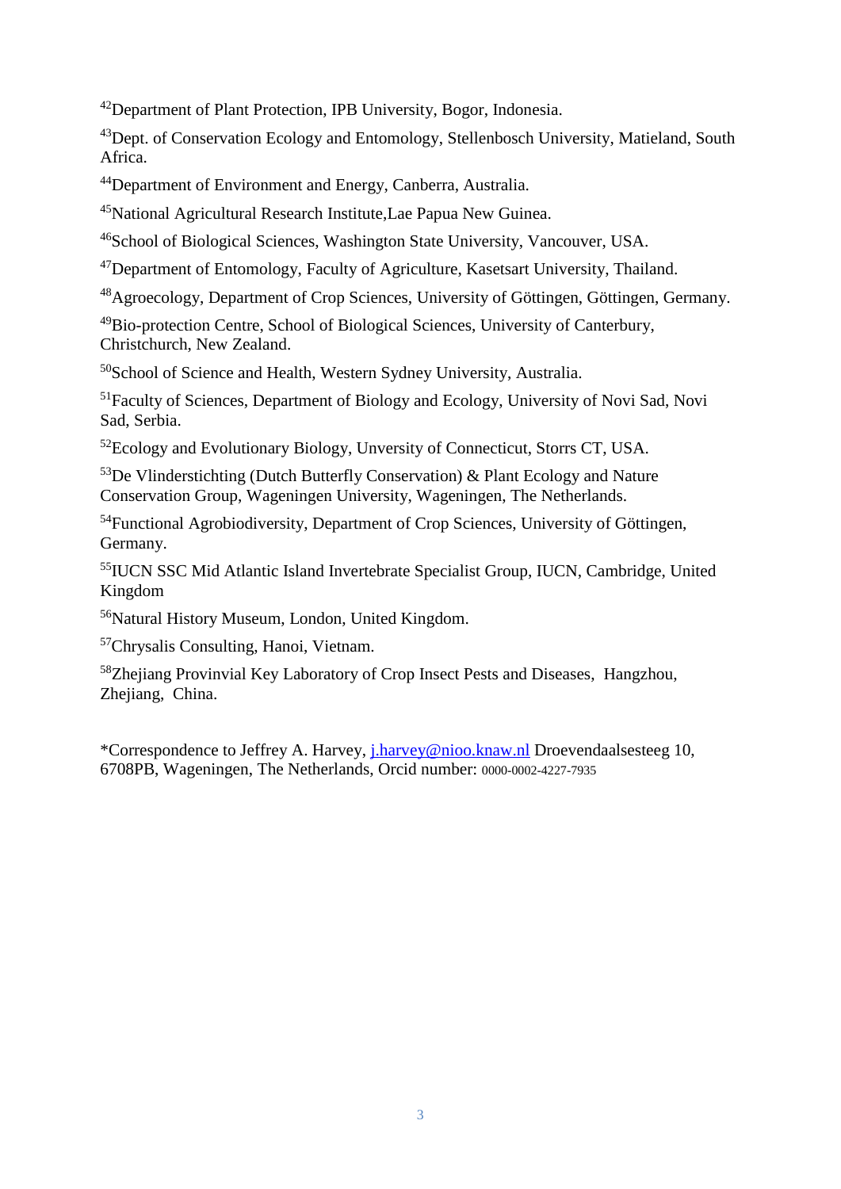[42]Department of Plant Protection, IPB University, Bogor, Indonesia.

[43]Dept. of Conservation Ecology and Entomology, Stellenbosch University, Matieland, South Africa.

[44]Department of Environment and Energy, Canberra, Australia.

[45]National Agricultural Research Institute,Lae Papua New Guinea.

[46]School of Biological Sciences, Washington State University, Vancouver, USA.

[47]Department of Entomology, Faculty of Agriculture, Kasetsart University, Thailand.

[48]Agroecology, Department of Crop Sciences, University of Göttingen, Göttingen, Germany.

[49]Bio-protection Centre, School of Biological Sciences, University of Canterbury, Christchurch, New Zealand.

[50]School of Science and Health, Western Sydney University, Australia.

[51]Faculty of Sciences, Department of Biology and Ecology, University of Novi Sad, Novi Sad, Serbia.

[52]Ecology and Evolutionary Biology, Unversity of Connecticut, Storrs CT, USA.

[53]De Vlinderstichting (Dutch Butterfly Conservation) & Plant Ecology and Nature Conservation Group, Wageningen University, Wageningen, The Netherlands.

[54]Functional Agrobiodiversity, Department of Crop Sciences, University of Göttingen, Germany.

[55]IUCN SSC Mid Atlantic Island Invertebrate Specialist Group, IUCN, Cambridge, United Kingdom

[56]Natural History Museum, London, United Kingdom.

[57]Chrysalis Consulting, Hanoi, Vietnam.

[58]Zhejiang Provinvial Key Laboratory of Crop Insect Pests and Diseases, Hangzhou, Zhejiang, China.

*Correspondence to Jeffrey A. Harvey, j.harvey@nioo.knaw.nl Droevendaalsesteeg 10, 6708PB, Wageningen, The Netherlands, Orcid number: 0000-0002-4227-7935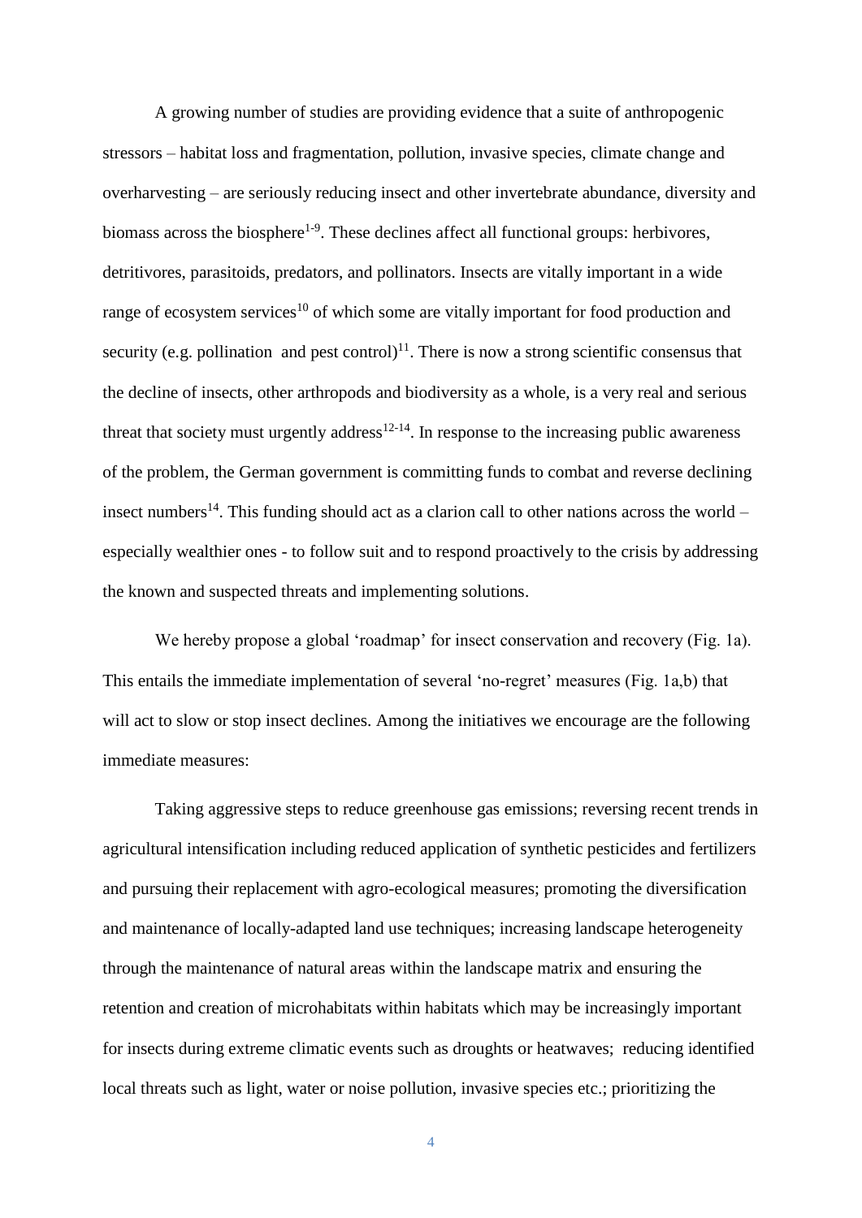A growing number of studies are providing evidence that a suite of anthropogenic stressors – habitat loss and fragmentation, pollution, invasive species, climate change and overharvesting – are seriously reducing insect and other invertebrate abundance, diversity and biomass across the biosphere[1-9]. These declines affect all functional groups: herbivores, detritivores, parasitoids, predators, and pollinators. Insects are vitally important in a wide range of ecosystem services[10] of which some are vitally important for food production and security (e.g. pollination and pest control)[11]. There is now a strong scientific consensus that the decline of insects, other arthropods and biodiversity as a whole, is a very real and serious threat that society must urgently address[12-14]. In response to the increasing public awareness of the problem, the German government is committing funds to combat and reverse declining insect numbers[14]. This funding should act as a clarion call to other nations across the world – especially wealthier ones - to follow suit and to respond proactively to the crisis by addressing the known and suspected threats and implementing solutions.

We hereby propose a global 'roadmap' for insect conservation and recovery (Fig. 1a). This entails the immediate implementation of several 'no-regret' measures (Fig. 1a,b) that will act to slow or stop insect declines. Among the initiatives we encourage are the following immediate measures:

Taking aggressive steps to reduce greenhouse gas emissions; reversing recent trends in agricultural intensification including reduced application of synthetic pesticides and fertilizers and pursuing their replacement with agro-ecological measures; promoting the diversification and maintenance of locally-adapted land use techniques; increasing landscape heterogeneity through the maintenance of natural areas within the landscape matrix and ensuring the retention and creation of microhabitats within habitats which may be increasingly important for insects during extreme climatic events such as droughts or heatwaves; reducing identified local threats such as light, water or noise pollution, invasive species etc.; prioritizing the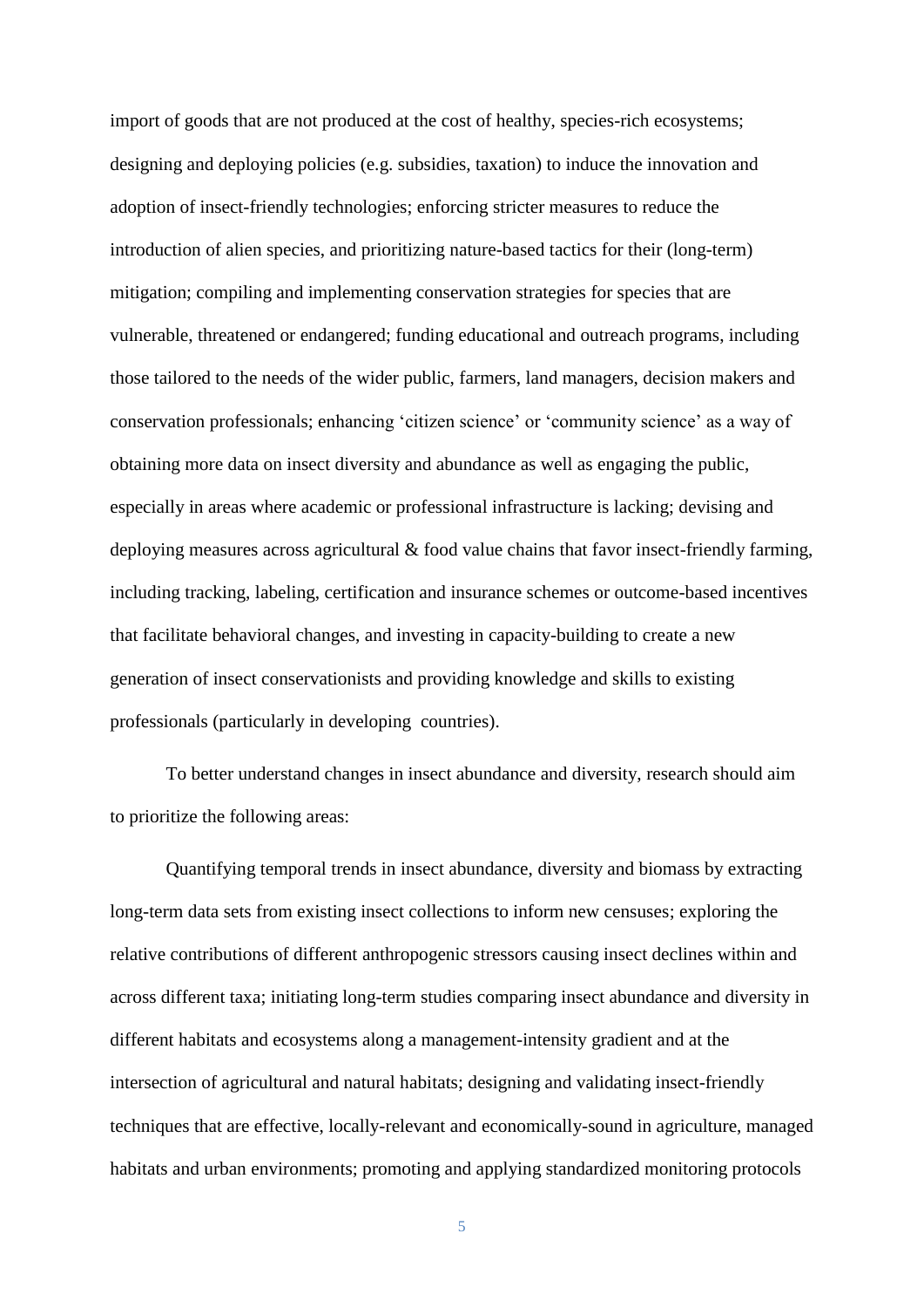import of goods that are not produced at the cost of healthy, species-rich ecosystems; designing and deploying policies (e.g. subsidies, taxation) to induce the innovation and adoption of insect-friendly technologies; enforcing stricter measures to reduce the introduction of alien species, and prioritizing nature-based tactics for their (long-term) mitigation; compiling and implementing conservation strategies for species that are vulnerable, threatened or endangered; funding educational and outreach programs, including those tailored to the needs of the wider public, farmers, land managers, decision makers and conservation professionals; enhancing 'citizen science' or 'community science' as a way of obtaining more data on insect diversity and abundance as well as engaging the public, especially in areas where academic or professional infrastructure is lacking; devising and deploying measures across agricultural & food value chains that favor insect-friendly farming, including tracking, labeling, certification and insurance schemes or outcome-based incentives that facilitate behavioral changes, and investing in capacity-building to create a new generation of insect conservationists and providing knowledge and skills to existing professionals (particularly in developing countries).

To better understand changes in insect abundance and diversity, research should aim to prioritize the following areas:

Quantifying temporal trends in insect abundance, diversity and biomass by extracting long-term data sets from existing insect collections to inform new censuses; exploring the relative contributions of different anthropogenic stressors causing insect declines within and across different taxa; initiating long-term studies comparing insect abundance and diversity in different habitats and ecosystems along a management-intensity gradient and at the intersection of agricultural and natural habitats; designing and validating insect-friendly techniques that are effective, locally-relevant and economically-sound in agriculture, managed habitats and urban environments; promoting and applying standardized monitoring protocols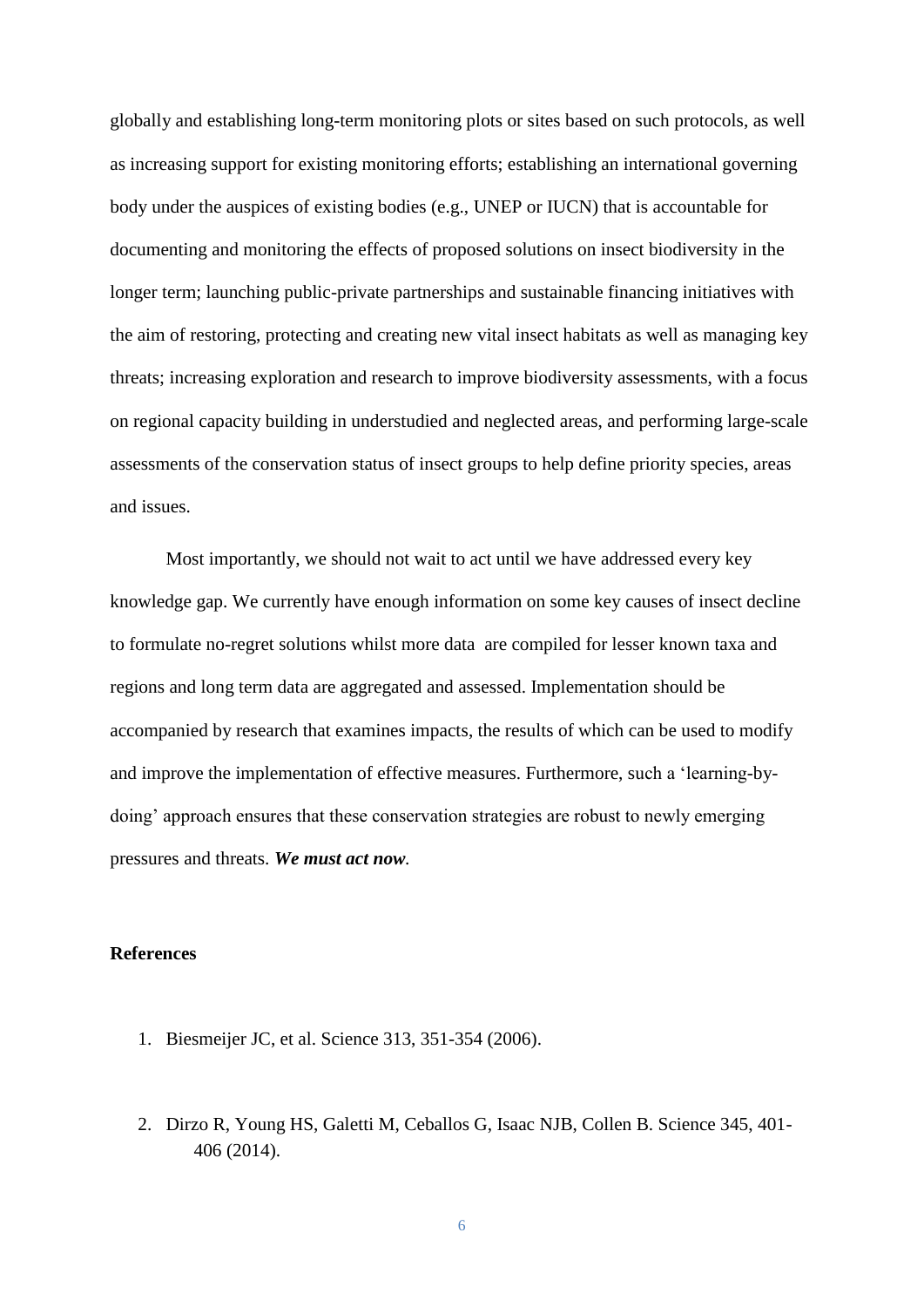globally and establishing long-term monitoring plots or sites based on such protocols, as well as increasing support for existing monitoring efforts; establishing an international governing body under the auspices of existing bodies (e.g., UNEP or IUCN) that is accountable for documenting and monitoring the effects of proposed solutions on insect biodiversity in the longer term; launching public-private partnerships and sustainable financing initiatives with the aim of restoring, protecting and creating new vital insect habitats as well as managing key threats; increasing exploration and research to improve biodiversity assessments, with a focus on regional capacity building in understudied and neglected areas, and performing large-scale assessments of the conservation status of insect groups to help define priority species, areas and issues.

Most importantly, we should not wait to act until we have addressed every key knowledge gap. We currently have enough information on some key causes of insect decline to formulate no-regret solutions whilst more data  are compiled for lesser known taxa and regions and long term data are aggregated and assessed. Implementation should be accompanied by research that examines impacts, the results of which can be used to modify and improve the implementation of effective measures. Furthermore, such a 'learning-by-doing' approach ensures that these conservation strategies are robust to newly emerging pressures and threats. ***We must act now***.

**References**

1. Biesmeijer JC, et al. Science 313, 351-354 (2006).

2. Dirzo R, Young HS, Galetti M, Ceballos G, Isaac NJB, Collen B. Science 345, 401-406 (2014).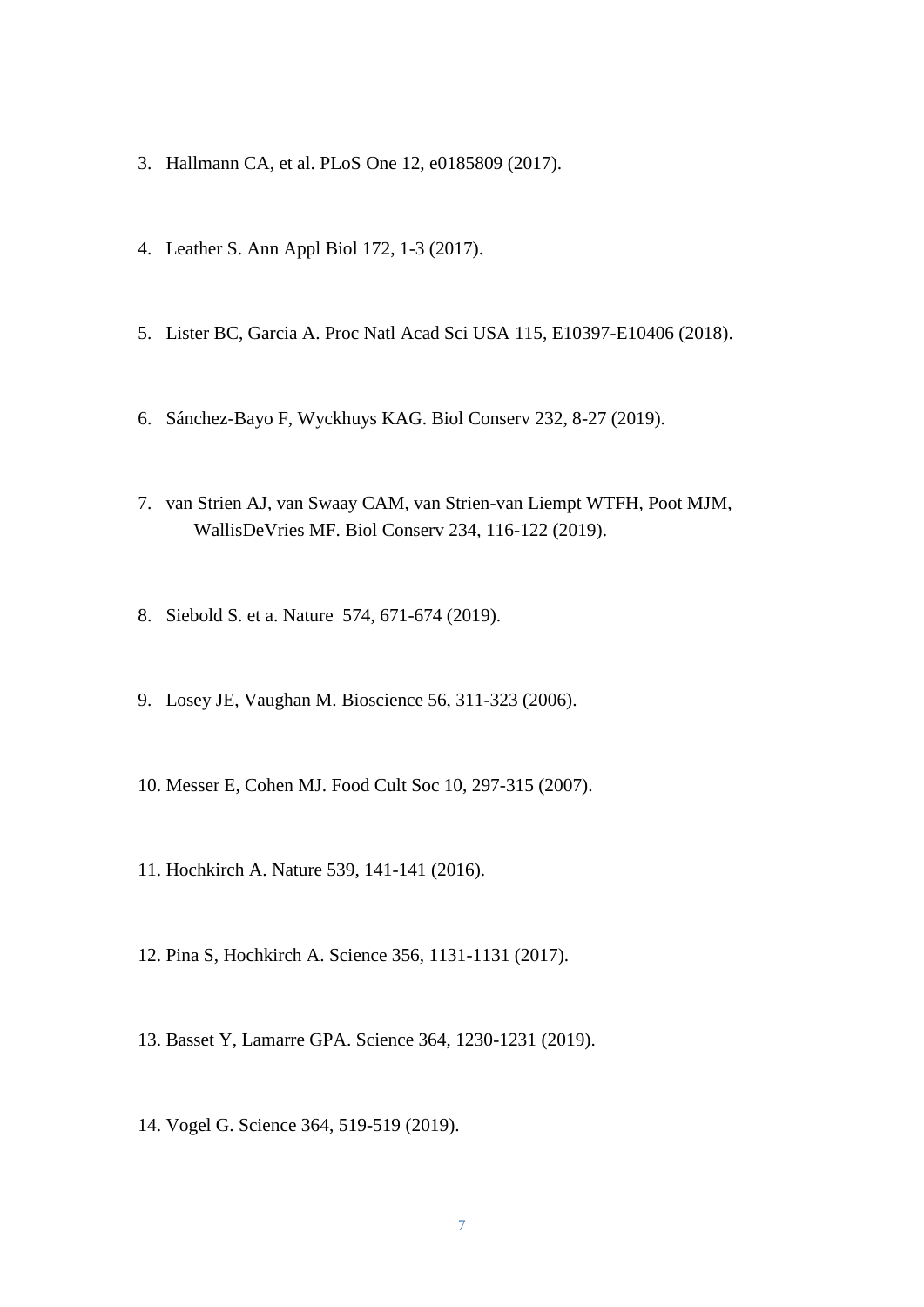3. Hallmann CA, et al. PLoS One 12, e0185809 (2017).

4. Leather S. Ann Appl Biol 172, 1-3 (2017).

5. Lister BC, Garcia A. Proc Natl Acad Sci USA 115, E10397-E10406 (2018).

6. Sánchez-Bayo F, Wyckhuys KAG. Biol Conserv 232, 8-27 (2019).

7. van Strien AJ, van Swaay CAM, van Strien-van Liempt WTFH, Poot MJM, WallisDeVries MF. Biol Conserv 234, 116-122 (2019).

8. Siebold S. et a. Nature 574, 671-674 (2019).

9. Losey JE, Vaughan M. Bioscience 56, 311-323 (2006).

10. Messer E, Cohen MJ. Food Cult Soc 10, 297-315 (2007).

11. Hochkirch A. Nature 539, 141-141 (2016).

12. Pina S, Hochkirch A. Science 356, 1131-1131 (2017).

13. Basset Y, Lamarre GPA. Science 364, 1230-1231 (2019).

14. Vogel G. Science 364, 519-519 (2019).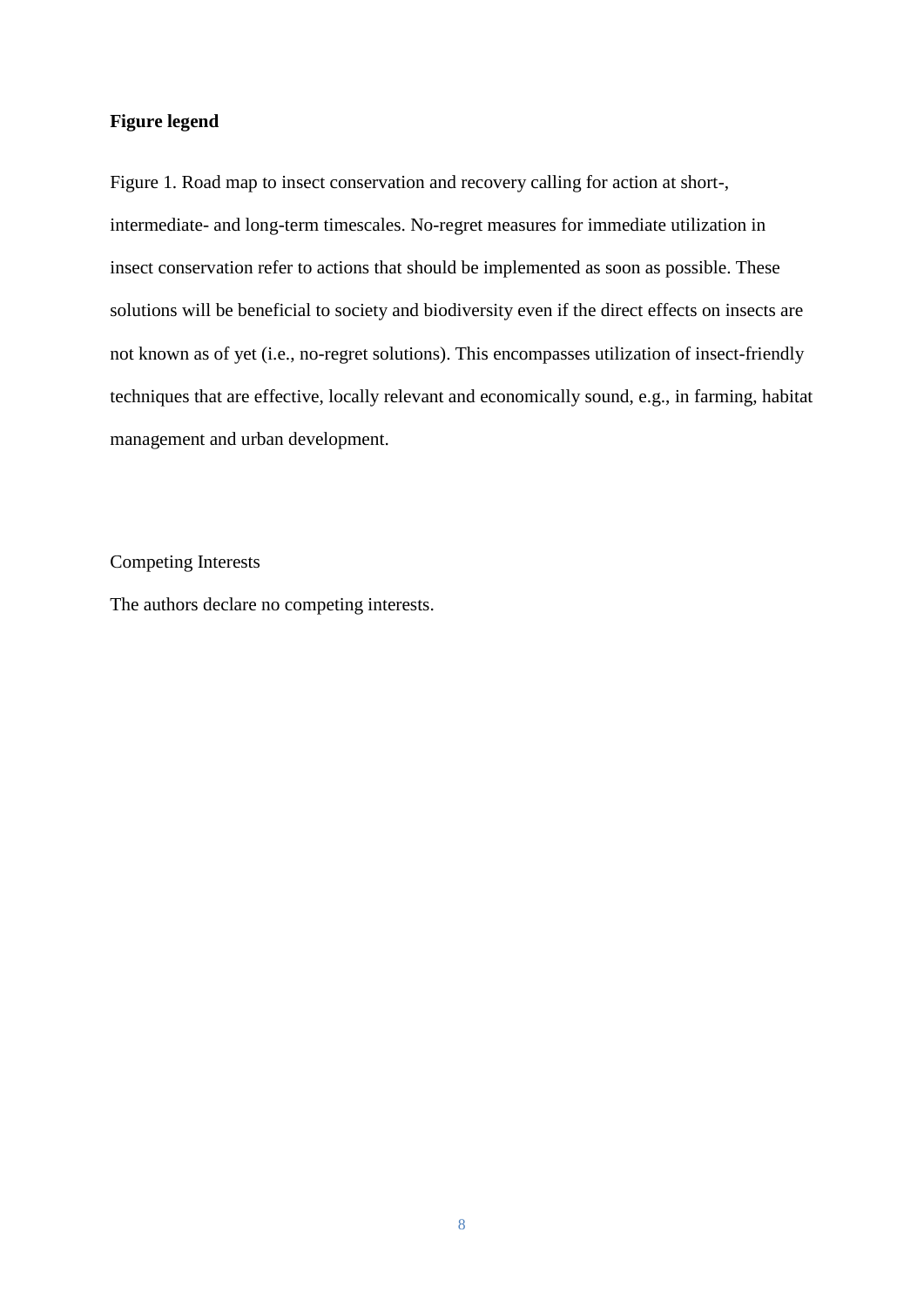**Figure legend**

Figure 1. Road map to insect conservation and recovery calling for action at short-, intermediate- and long-term timescales. No-regret measures for immediate utilization in insect conservation refer to actions that should be implemented as soon as possible. These solutions will be beneficial to society and biodiversity even if the direct effects on insects are not known as of yet (i.e., no-regret solutions). This encompasses utilization of insect-friendly techniques that are effective, locally relevant and economically sound, e.g., in farming, habitat management and urban development.

Competing Interests

The authors declare no competing interests.